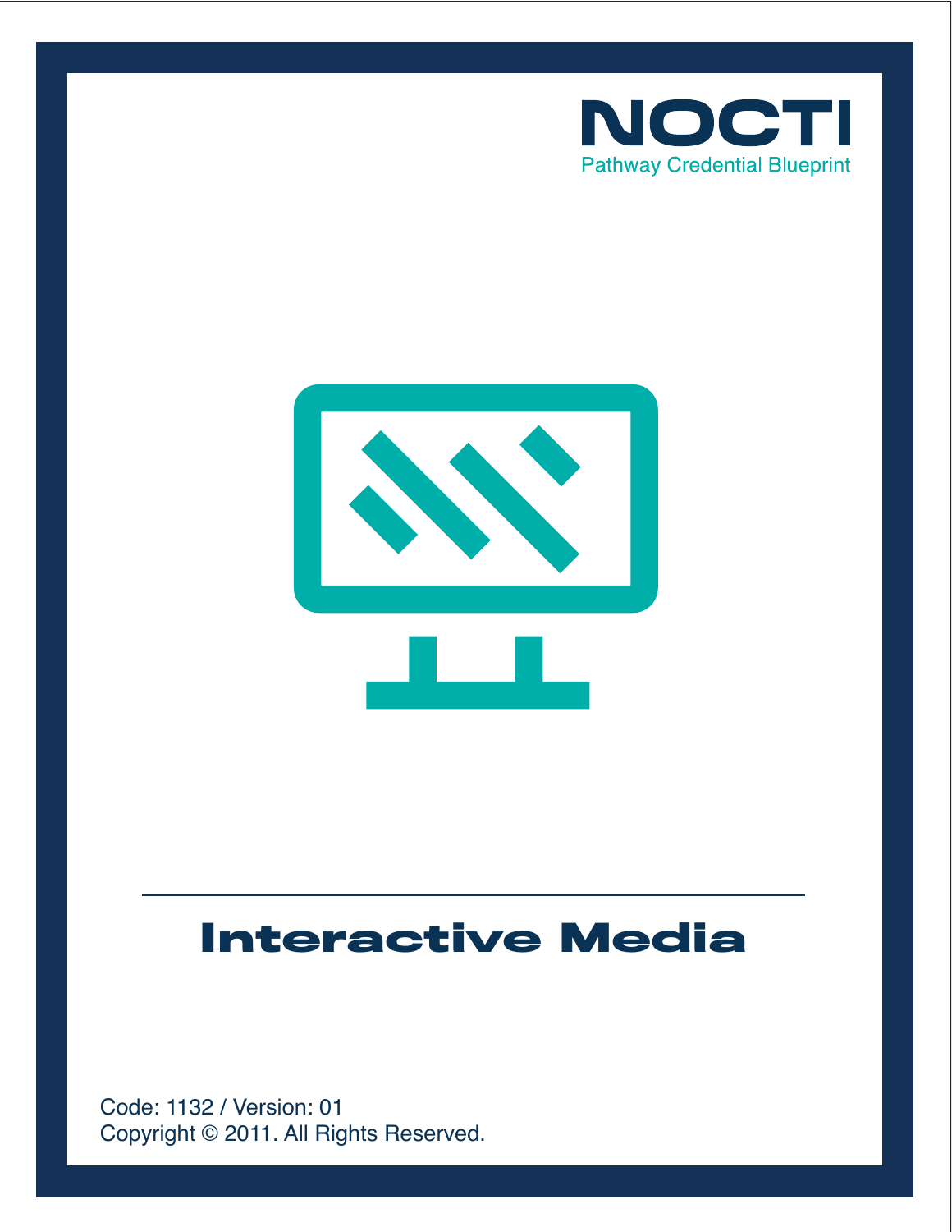NOCTI

Pathway Credential Blueprint

# Interactive Media

Code: 1132 / Version: 01

Copyright © 2011. All Rights Reserved.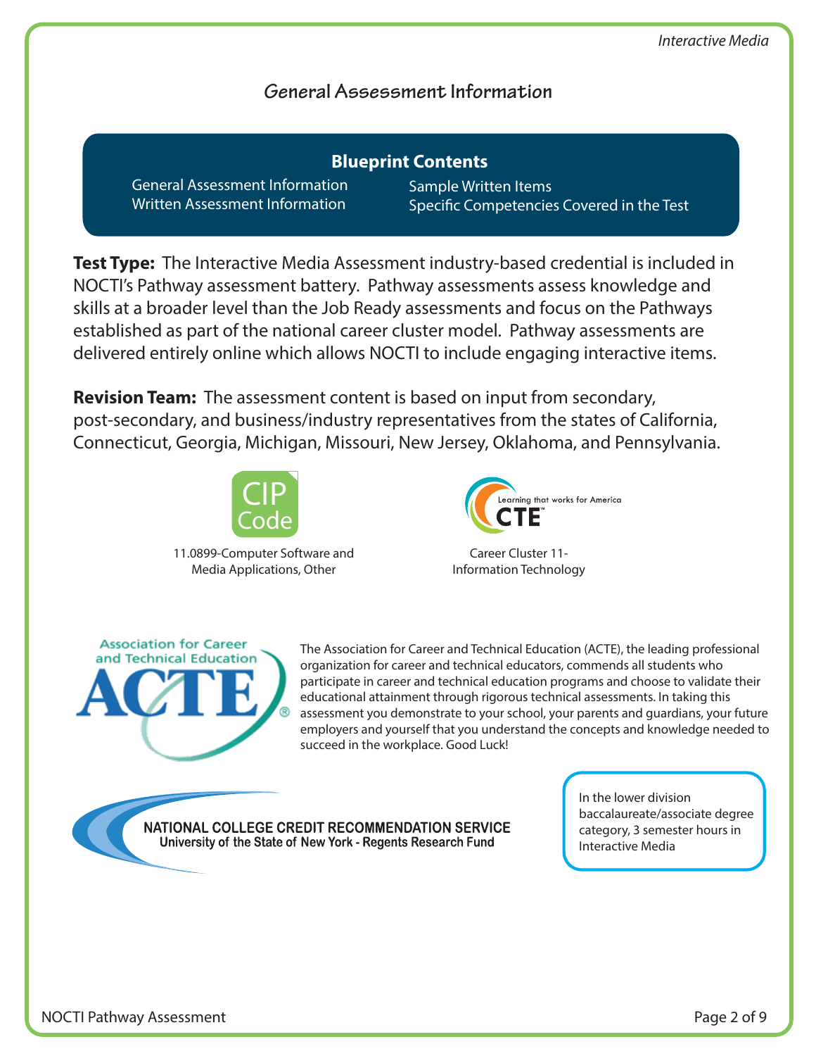## General Assessment Information

**Blueprint Contents**

- General Assessment Information
- Written Assessment Information
- Sample Written Items
- Specific Competencies Covered in the Test

**Test Type:** The Interactive Media Assessment industry-based credential is included in NOCTI's Pathway assessment battery. Pathway assessments assess knowledge and skills at a broader level than the Job Ready assessments and focus on the Pathways established as part of the national career cluster model. Pathway assessments are delivered entirely online which allows NOCTI to include engaging interactive items.

**Revision Team:** The assessment content is based on input from secondary, post-secondary, and business/industry representatives from the states of California, Connecticut, Georgia, Michigan, Missouri, New Jersey, Oklahoma, and Pennsylvania.

CIP Code

11.0899-Computer Software and Media Applications, Other

Learning that works for America CTE

Career Cluster 11-Information Technology

Association for Career and Technical Education ACTE

The Association for Career and Technical Education (ACTE), the leading professional organization for career and technical educators, commends all students who participate in career and technical education programs and choose to validate their educational attainment through rigorous technical assessments. In taking this assessment you demonstrate to your school, your parents and guardians, your future employers and yourself that you understand the concepts and knowledge needed to succeed in the workplace. Good Luck!

NATIONAL COLLEGE CREDIT RECOMMENDATION SERVICE
University of the State of New York - Regents Research Fund

In the lower division baccalaureate/associate degree category, 3 semester hours in Interactive Media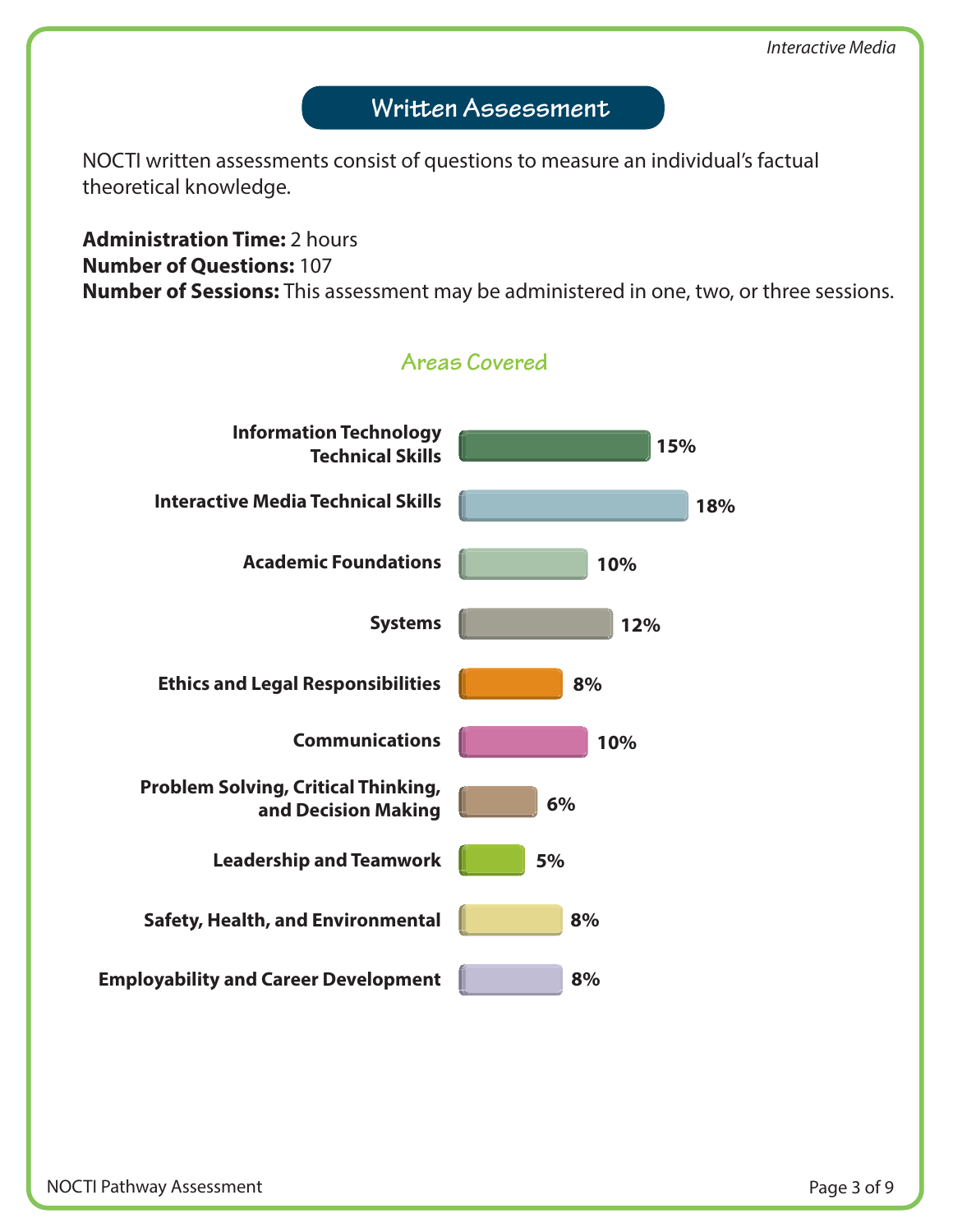## Written Assessment

NOCTI written assessments consist of questions to measure an individual's factual theoretical knowledge.

**Administration Time:** 2 hours
**Number of Questions:** 107
**Number of Sessions:** This assessment may be administered in one, two, or three sessions.

### Areas Covered

| Area | Percentage |
|---|---|
| Information Technology Technical Skills | 15% |
| Interactive Media Technical Skills | 18% |
| Academic Foundations | 10% |
| Systems | 12% |
| Ethics and Legal Responsibilities | 8% |
| Communications | 10% |
| Problem Solving, Critical Thinking, and Decision Making | 6% |
| Leadership and Teamwork | 5% |
| Safety, Health, and Environmental | 8% |
| Employability and Career Development | 8% |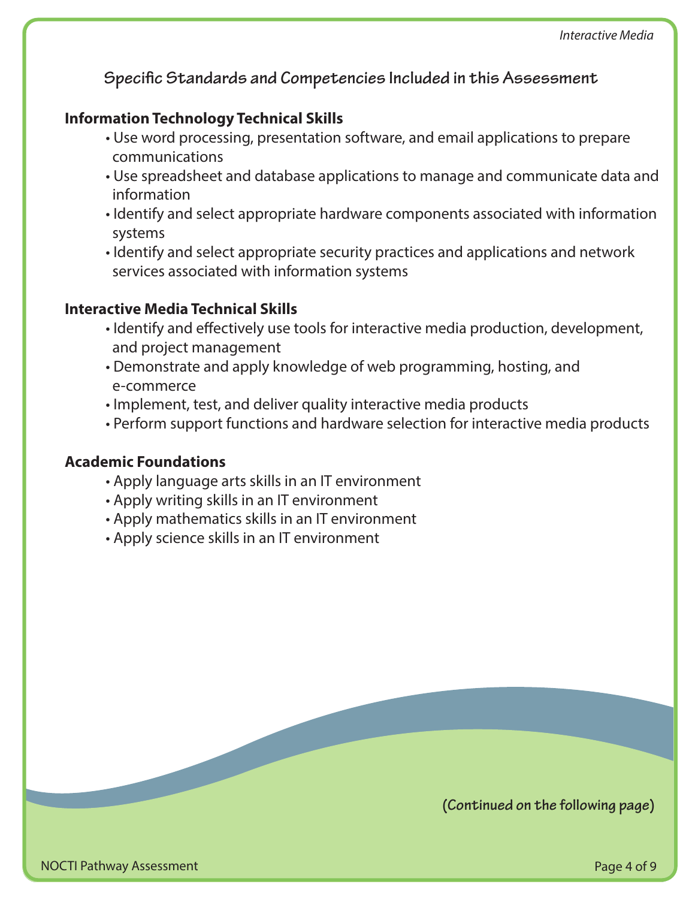## Specific Standards and Competencies Included in this Assessment

### Information Technology Technical Skills

- Use word processing, presentation software, and email applications to prepare communications
- Use spreadsheet and database applications to manage and communicate data and information
- Identify and select appropriate hardware components associated with information systems
- Identify and select appropriate security practices and applications and network services associated with information systems

### Interactive Media Technical Skills

- Identify and effectively use tools for interactive media production, development, and project management
- Demonstrate and apply knowledge of web programming, hosting, and e-commerce
- Implement, test, and deliver quality interactive media products
- Perform support functions and hardware selection for interactive media products

### Academic Foundations

- Apply language arts skills in an IT environment
- Apply writing skills in an IT environment
- Apply mathematics skills in an IT environment
- Apply science skills in an IT environment

**(Continued on the following page)**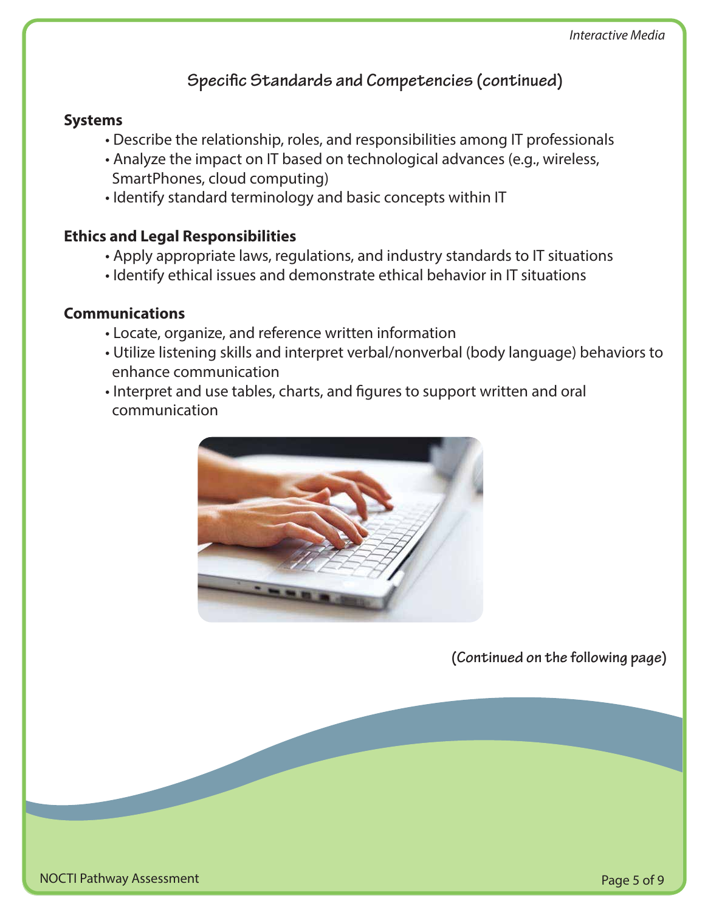## Specific Standards and Competencies (continued)

**Systems**

- Describe the relationship, roles, and responsibilities among IT professionals
- Analyze the impact on IT based on technological advances (e.g., wireless, SmartPhones, cloud computing)
- Identify standard terminology and basic concepts within IT

**Ethics and Legal Responsibilities**

- Apply appropriate laws, regulations, and industry standards to IT situations
- Identify ethical issues and demonstrate ethical behavior in IT situations

**Communications**

- Locate, organize, and reference written information
- Utilize listening skills and interpret verbal/nonverbal (body language) behaviors to enhance communication
- Interpret and use tables, charts, and figures to support written and oral communication

**(Continued on the following page)**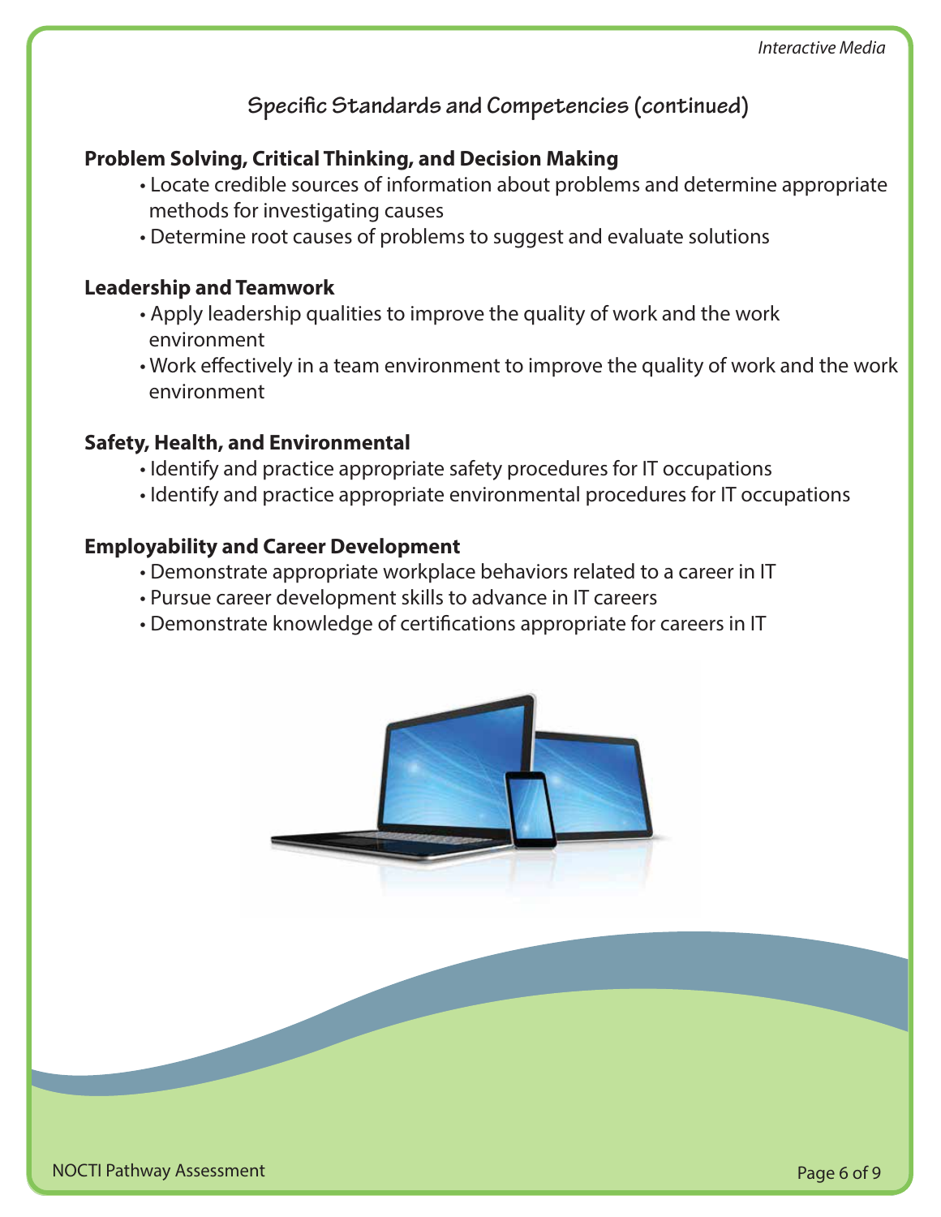## Specific Standards and Competencies (continued)

**Problem Solving, Critical Thinking, and Decision Making**

- Locate credible sources of information about problems and determine appropriate methods for investigating causes
- Determine root causes of problems to suggest and evaluate solutions

**Leadership and Teamwork**

- Apply leadership qualities to improve the quality of work and the work environment
- Work effectively in a team environment to improve the quality of work and the work environment

**Safety, Health, and Environmental**

- Identify and practice appropriate safety procedures for IT occupations
- Identify and practice appropriate environmental procedures for IT occupations

**Employability and Career Development**

- Demonstrate appropriate workplace behaviors related to a career in IT
- Pursue career development skills to advance in IT careers
- Demonstrate knowledge of certifications appropriate for careers in IT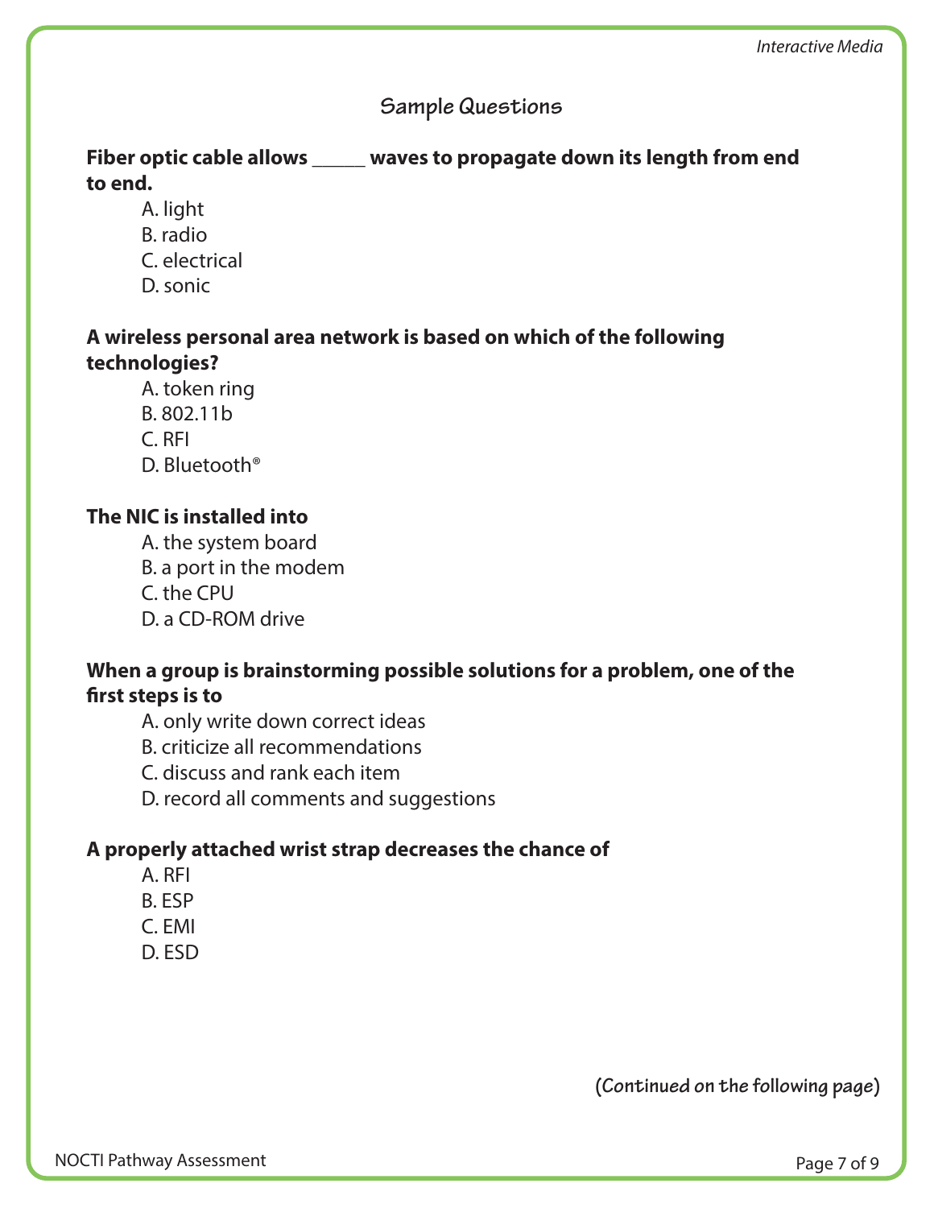## Sample Questions

**Fiber optic cable allows _____ waves to propagate down its length from end to end.**

A. light
B. radio
C. electrical
D. sonic

**A wireless personal area network is based on which of the following technologies?**

A. token ring
B. 802.11b
C. RFI
D. Bluetooth®

**The NIC is installed into**

A. the system board
B. a port in the modem
C. the CPU
D. a CD-ROM drive

**When a group is brainstorming possible solutions for a problem, one of the first steps is to**

A. only write down correct ideas
B. criticize all recommendations
C. discuss and rank each item
D. record all comments and suggestions

**A properly attached wrist strap decreases the chance of**

A. RFI
B. ESP
C. EMI
D. ESD

**(Continued on the following page)**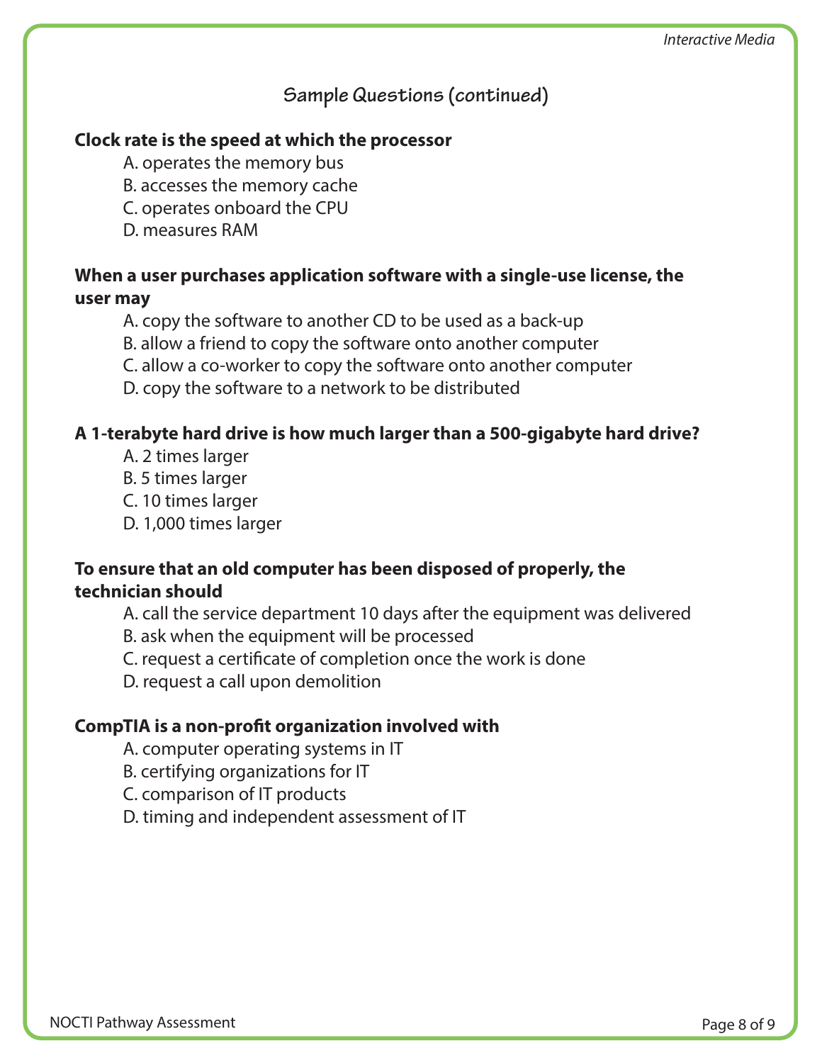## Sample Questions (continued)

**Clock rate is the speed at which the processor**

A. operates the memory bus
B. accesses the memory cache
C. operates onboard the CPU
D. measures RAM

**When a user purchases application software with a single-use license, the user may**

A. copy the software to another CD to be used as a back-up
B. allow a friend to copy the software onto another computer
C. allow a co-worker to copy the software onto another computer
D. copy the software to a network to be distributed

**A 1-terabyte hard drive is how much larger than a 500-gigabyte hard drive?**

A. 2 times larger
B. 5 times larger
C. 10 times larger
D. 1,000 times larger

**To ensure that an old computer has been disposed of properly, the technician should**

A. call the service department 10 days after the equipment was delivered
B. ask when the equipment will be processed
C. request a certificate of completion once the work is done
D. request a call upon demolition

**CompTIA is a non-profit organization involved with**

A. computer operating systems in IT
B. certifying organizations for IT
C. comparison of IT products
D. timing and independent assessment of IT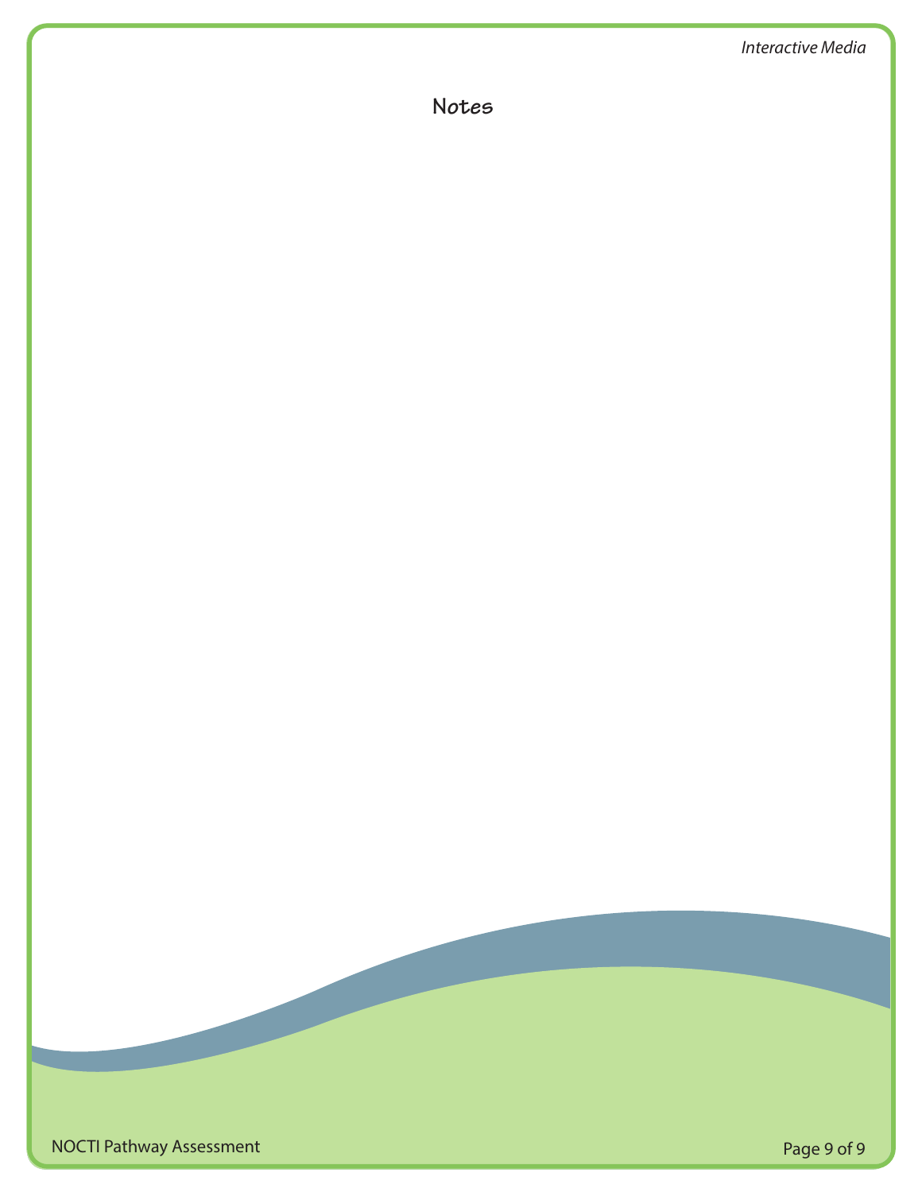## Notes